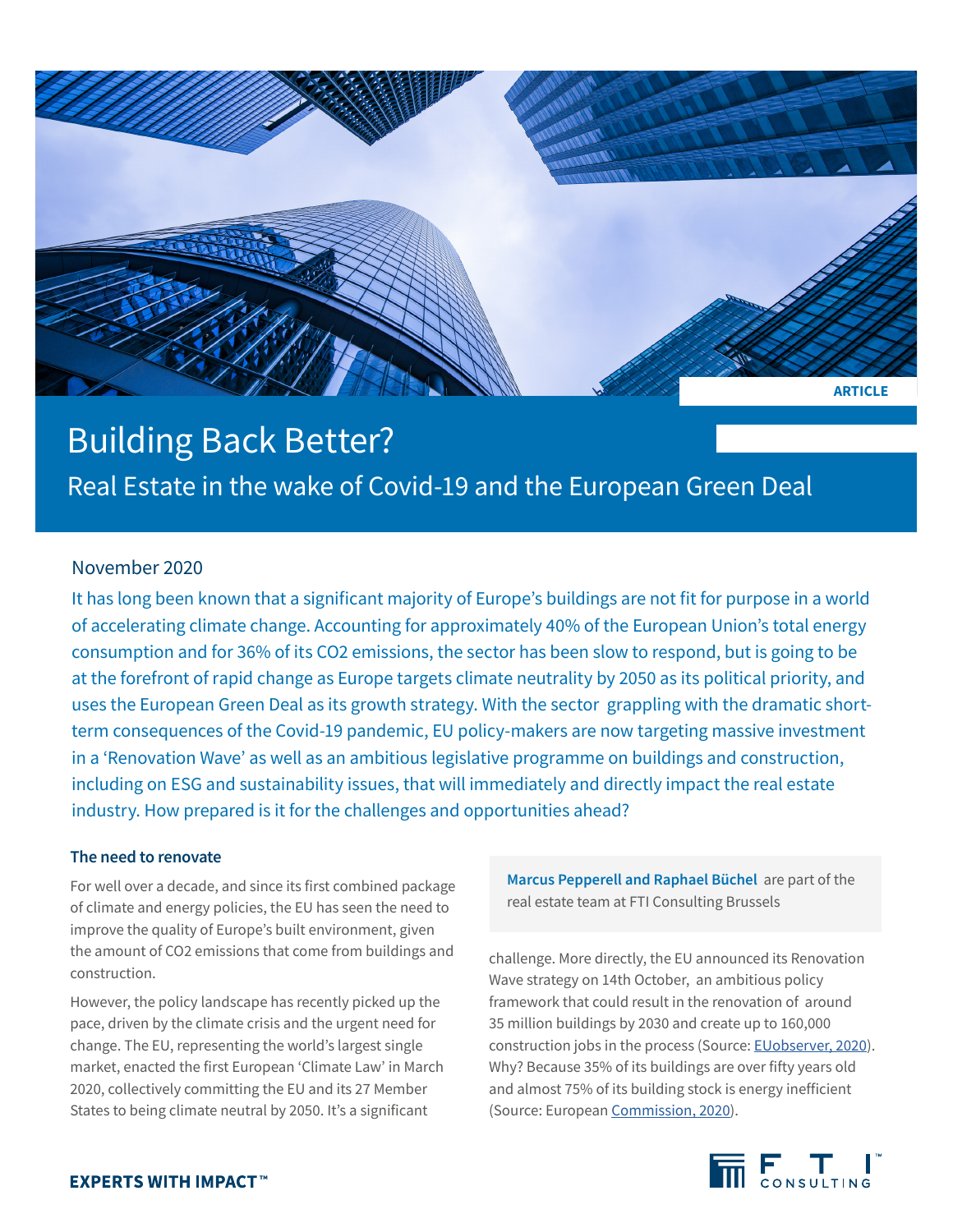ARTICLE

# Building Back Better?

## Real Estate in the wake of Covid-19 and the European Green Deal

November 2020

It has long been known that a significant majority of Europe's buildings are not fit for purpose in a world of accelerating climate change. Accounting for approximately 40% of the European Union's total energy consumption and for 36% of its $CO_2$ emissions, the sector has been slow to respond, but is going to be at the forefront of rapid change as Europe targets climate neutrality by 2050 as its political priority, and uses the European Green Deal as its growth strategy. With the sector grappling with the dramatic short-term consequences of the Covid-19 pandemic, EU policy-makers are now targeting massive investment in a 'Renovation Wave' as well as an ambitious legislative programme on buildings and construction, including on ESG and sustainability issues, that will immediately and directly impact the real estate industry. How prepared is it for the challenges and opportunities ahead?

**Marcus Pepperell and Raphael Büchel** are part of the real estate team at FTI Consulting Brussels

### The need to renovate

For well over a decade, and since its first combined package of climate and energy policies, the EU has seen the need to improve the quality of Europe's built environment, given the amount of $CO_2$ emissions that come from buildings and construction.

However, the policy landscape has recently picked up the pace, driven by the climate crisis and the urgent need for change. The EU, representing the world's largest single market, enacted the first European 'Climate Law' in March 2020, collectively committing the EU and its 27 Member States to being climate neutral by 2050. It's a significant challenge. More directly, the EU announced its Renovation Wave strategy on 14th October, an ambitious policy framework that could result in the renovation of around 35 million buildings by 2030 and create up to 160,000 construction jobs in the process (Source: EUobserver, 2020). Why? Because 35% of its buildings are over fifty years old and almost 75% of its building stock is energy inefficient (Source: European Commission, 2020).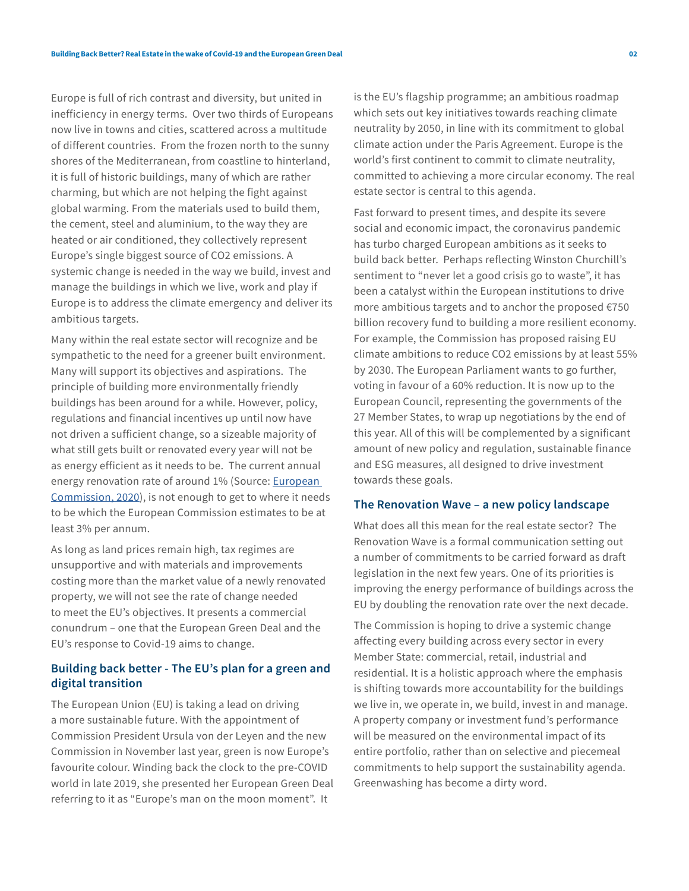Europe is full of rich contrast and diversity, but united in inefficiency in energy terms. Over two thirds of Europeans now live in towns and cities, scattered across a multitude of different countries. From the frozen north to the sunny shores of the Mediterranean, from coastline to hinterland, it is full of historic buildings, many of which are rather charming, but which are not helping the fight against global warming. From the materials used to build them, the cement, steel and aluminium, to the way they are heated or air conditioned, they collectively represent Europe's single biggest source of $CO_2$ emissions. A systemic change is needed in the way we build, invest and manage the buildings in which we live, work and play if Europe is to address the climate emergency and deliver its ambitious targets.

Many within the real estate sector will recognize and be sympathetic to the need for a greener built environment. Many will support its objectives and aspirations. The principle of building more environmentally friendly buildings has been around for a while. However, policy, regulations and financial incentives up until now have not driven a sufficient change, so a sizeable majority of what still gets built or renovated every year will not be as energy efficient as it needs to be. The current annual energy renovation rate of around 1% (Source: European Commission, 2020), is not enough to get to where it needs to be which the European Commission estimates to be at least 3% per annum.

As long as land prices remain high, tax regimes are unsupportive and with materials and improvements costing more than the market value of a newly renovated property, we will not see the rate of change needed to meet the EU's objectives. It presents a commercial conundrum – one that the European Green Deal and the EU's response to Covid-19 aims to change.

## Building back better - The EU's plan for a green and digital transition

The European Union (EU) is taking a lead on driving a more sustainable future. With the appointment of Commission President Ursula von der Leyen and the new Commission in November last year, green is now Europe's favourite colour. Winding back the clock to the pre-COVID world in late 2019, she presented her European Green Deal referring to it as "Europe's man on the moon moment". It is the EU's flagship programme; an ambitious roadmap which sets out key initiatives towards reaching climate neutrality by 2050, in line with its commitment to global climate action under the Paris Agreement. Europe is the world's first continent to commit to climate neutrality, committed to achieving a more circular economy. The real estate sector is central to this agenda.

Fast forward to present times, and despite its severe social and economic impact, the coronavirus pandemic has turbo charged European ambitions as it seeks to build back better. Perhaps reflecting Winston Churchill's sentiment to "never let a good crisis go to waste", it has been a catalyst within the European institutions to drive more ambitious targets and to anchor the proposed €750 billion recovery fund to building a more resilient economy. For example, the Commission has proposed raising EU climate ambitions to reduce $CO_2$ emissions by at least 55% by 2030. The European Parliament wants to go further, voting in favour of a 60% reduction. It is now up to the European Council, representing the governments of the 27 Member States, to wrap up negotiations by the end of this year. All of this will be complemented by a significant amount of new policy and regulation, sustainable finance and ESG measures, all designed to drive investment towards these goals.

## The Renovation Wave – a new policy landscape

What does all this mean for the real estate sector? The Renovation Wave is a formal communication setting out a number of commitments to be carried forward as draft legislation in the next few years. One of its priorities is improving the energy performance of buildings across the EU by doubling the renovation rate over the next decade.

The Commission is hoping to drive a systemic change affecting every building across every sector in every Member State: commercial, retail, industrial and residential. It is a holistic approach where the emphasis is shifting towards more accountability for the buildings we live in, we operate in, we build, invest in and manage. A property company or investment fund's performance will be measured on the environmental impact of its entire portfolio, rather than on selective and piecemeal commitments to help support the sustainability agenda. Greenwashing has become a dirty word.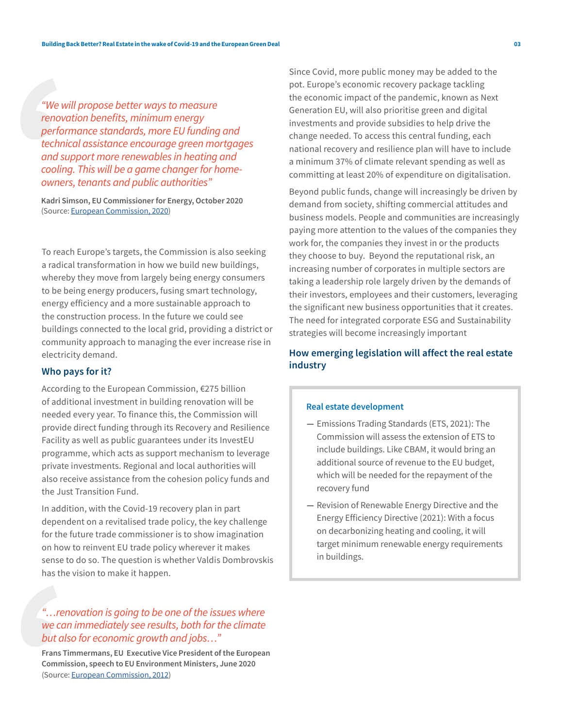*“We will propose better ways to measure renovation benefits, minimum energy performance standards, more EU funding and technical assistance encourage green mortgages and support more renewables in heating and cooling. This will be a game changer for home-owners, tenants and public authorities”*

**Kadri Simson, EU Commissioner for Energy, October 2020**
(Source: [European Commission, 2020](#))

To reach Europe’s targets, the Commission is also seeking a radical transformation in how we build new buildings, whereby they move from largely being energy consumers to be being energy producers, fusing smart technology, energy efficiency and a more sustainable approach to the construction process. In the future we could see buildings connected to the local grid, providing a district or community approach to managing the ever increase rise in electricity demand.

### Who pays for it?

According to the European Commission, €275 billion of additional investment in building renovation will be needed every year. To finance this, the Commission will provide direct funding through its Recovery and Resilience Facility as well as public guarantees under its InvestEU programme, which acts as support mechanism to leverage private investments. Regional and local authorities will also receive assistance from the cohesion policy funds and the Just Transition Fund.

In addition, with the Covid-19 recovery plan in part dependent on a revitalised trade policy, the key challenge for the future trade commissioner is to show imagination on how to reinvent EU trade policy wherever it makes sense to do so. The question is whether Valdis Dombrovskis has the vision to make it happen.

*“…renovation is going to be one of the issues where we can immediately see results, both for the climate but also for economic growth and jobs…”*

**Frans Timmermans, EU Executive Vice President of the European Commission, speech to EU Environment Ministers, June 2020**
(Source: [European Commission, 2012](#))

Since Covid, more public money may be added to the pot. Europe’s economic recovery package tackling the economic impact of the pandemic, known as Next Generation EU, will also prioritise green and digital investments and provide subsidies to help drive the change needed. To access this central funding, each national recovery and resilience plan will have to include a minimum 37% of climate relevant spending as well as committing at least 20% of expenditure on digitalisation.

Beyond public funds, change will increasingly be driven by demand from society, shifting commercial attitudes and business models. People and communities are increasingly paying more attention to the values of the companies they work for, the companies they invest in or the products they choose to buy. Beyond the reputational risk, an increasing number of corporates in multiple sectors are taking a leadership role largely driven by the demands of their investors, employees and their customers, leveraging the significant new business opportunities that it creates. The need for integrated corporate ESG and Sustainability strategies will become increasingly important

### How emerging legislation will affect the real estate industry

#### Real estate development

- Emissions Trading Standards (ETS, 2021): The Commission will assess the extension of ETS to include buildings. Like CBAM, it would bring an additional source of revenue to the EU budget, which will be needed for the repayment of the recovery fund
- Revision of Renewable Energy Directive and the Energy Efficiency Directive (2021): With a focus on decarbonizing heating and cooling, it will target minimum renewable energy requirements in buildings.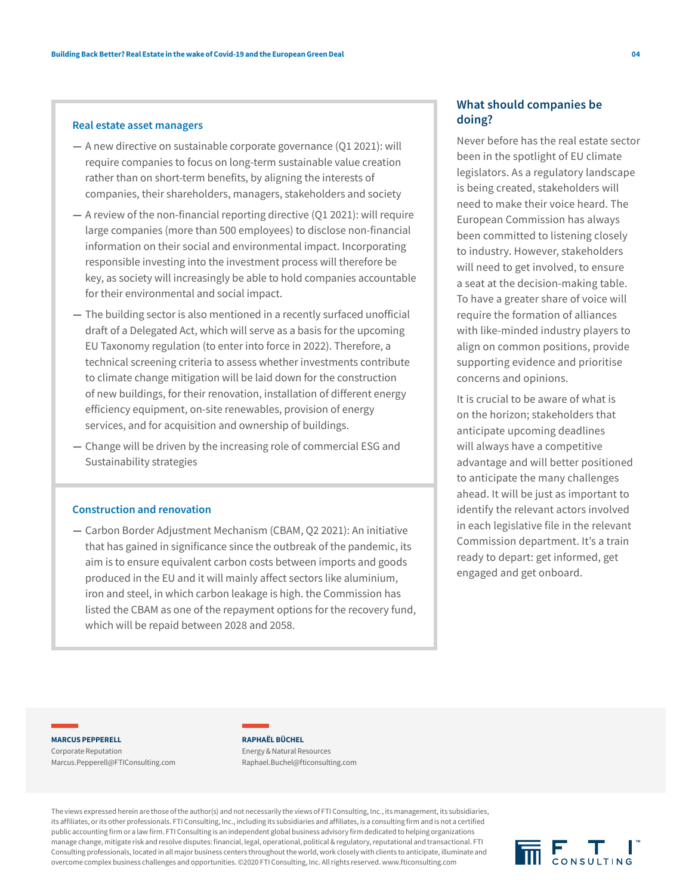### Real estate asset managers

- A new directive on sustainable corporate governance (Q1 2021): will require companies to focus on long-term sustainable value creation rather than on short-term benefits, by aligning the interests of companies, their shareholders, managers, stakeholders and society
- A review of the non-financial reporting directive (Q1 2021): will require large companies (more than 500 employees) to disclose non-financial information on their social and environmental impact. Incorporating responsible investing into the investment process will therefore be key, as society will increasingly be able to hold companies accountable for their environmental and social impact.
- The building sector is also mentioned in a recently surfaced unofficial draft of a Delegated Act, which will serve as a basis for the upcoming EU Taxonomy regulation (to enter into force in 2022). Therefore, a technical screening criteria to assess whether investments contribute to climate change mitigation will be laid down for the construction of new buildings, for their renovation, installation of different energy efficiency equipment, on-site renewables, provision of energy services, and for acquisition and ownership of buildings.
- Change will be driven by the increasing role of commercial ESG and Sustainability strategies

### Construction and renovation

- Carbon Border Adjustment Mechanism (CBAM, Q2 2021): An initiative that has gained in significance since the outbreak of the pandemic, its aim is to ensure equivalent carbon costs between imports and goods produced in the EU and it will mainly affect sectors like aluminium, iron and steel, in which carbon leakage is high. the Commission has listed the CBAM as one of the repayment options for the recovery fund, which will be repaid between 2028 and 2058.

## What should companies be doing?

Never before has the real estate sector been in the spotlight of EU climate legislators. As a regulatory landscape is being created, stakeholders will need to make their voice heard. The European Commission has always been committed to listening closely to industry. However, stakeholders will need to get involved, to ensure a seat at the decision-making table. To have a greater share of voice will require the formation of alliances with like-minded industry players to align on common positions, provide supporting evidence and prioritise concerns and opinions.

It is crucial to be aware of what is on the horizon; stakeholders that anticipate upcoming deadlines will always have a competitive advantage and will better positioned to anticipate the many challenges ahead. It will be just as important to identify the relevant actors involved in each legislative file in the relevant Commission department. It's a train ready to depart: get informed, get engaged and get onboard.

**MARCUS PEPPERELL**
Corporate Reputation
Marcus.Pepperell@FTIConsulting.com

**RAPHAËL BÜCHEL**
Energy & Natural Resources
Raphael.Buchel@fticonsulting.com

The views expressed herein are those of the author(s) and not necessarily the views of FTI Consulting, Inc., its management, its subsidiaries, its affiliates, or its other professionals. FTI Consulting, Inc., including its subsidiaries and affiliates, is a consulting firm and is not a certified public accounting firm or a law firm. FTI Consulting is an independent global business advisory firm dedicated to helping organizations manage change, mitigate risk and resolve disputes: financial, legal, operational, political & regulatory, reputational and transactional. FTI Consulting professionals, located in all major business centers throughout the world, work closely with clients to anticipate, illuminate and overcome complex business challenges and opportunities. ©2020 FTI Consulting, Inc. All rights reserved. www.fticonsulting.com